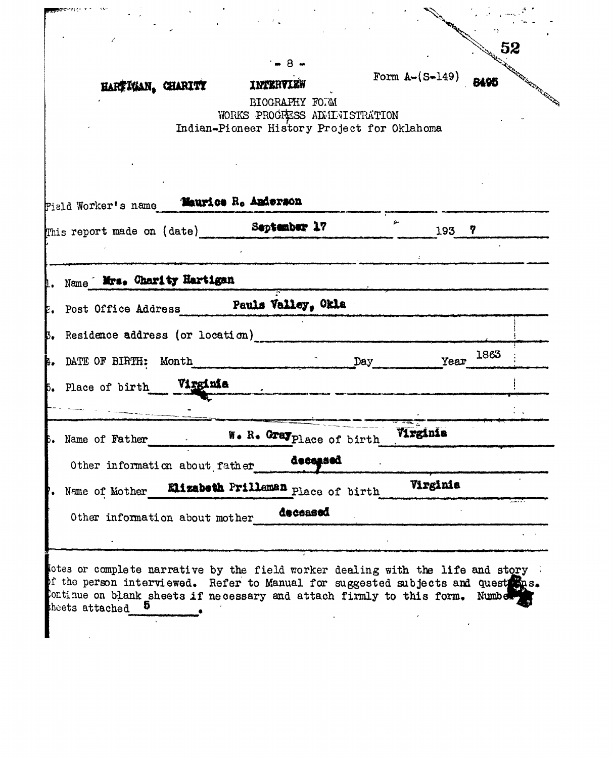HARTIGAN, CHARITY INTERVIEW Form A-(S-149) 8495

BIOGRAPHY FORM
WORKS PROGRESS ADMINISTRATION
Indian-Pioneer History Project for Oklahoma

Field Worker's name Maurice R. Anderson

This report made on (date) September 17 1937

1. Name Mrs. Charity Hartigan
2. Post Office Address Pauls Valley, Okla
3. Residence address (or location)
4. DATE OF BIRTH: Month Day Year 1863
5. Place of birth Virginia

6. Name of Father W. R. Gray Place of birth Virginia

   Other information about father deceased

7. Name of Mother Elizabeth Prilleman Place of birth Virginia

   Other information about mother deceased

Notes or complete narrative by the field worker dealing with the life and story of the person interviewed. Refer to Manual for suggested subjects and questions. Continue on blank sheets if necessary and attach firmly to this form. Number of sheets attached 5.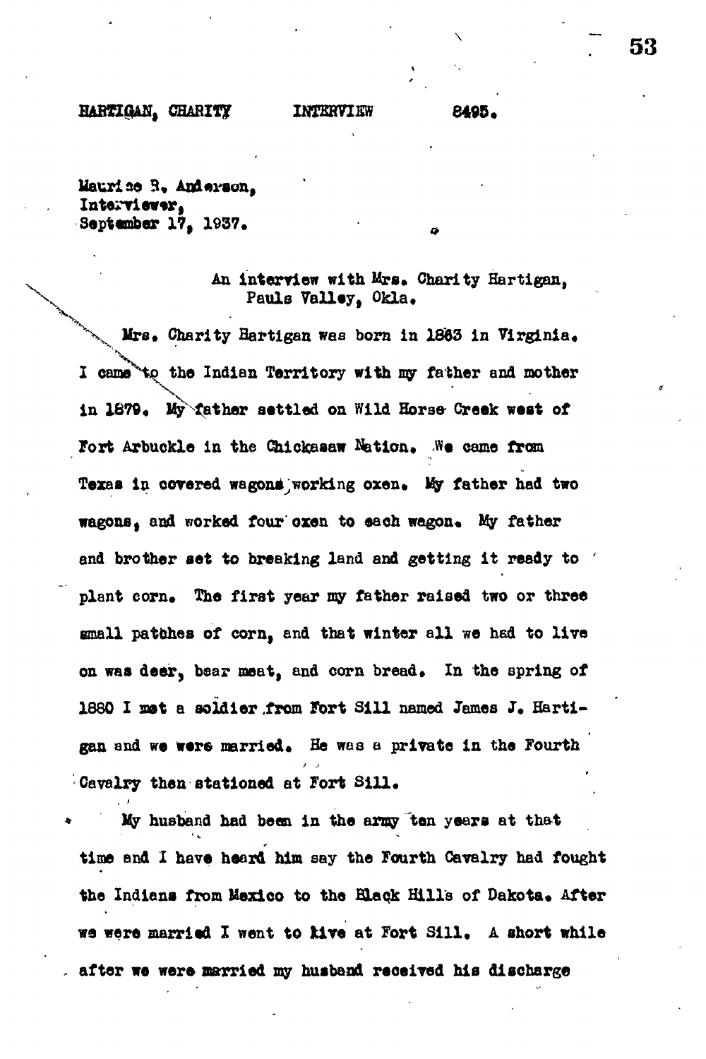HARTIGAN, CHARITY INTERVIEW 8495.

Maurice R. Anderson,
Interviewer,
September 17, 1937.

An interview with Mrs. Charity Hartigan,
Pauls Valley, Okla.

Mrs. Charity Hartigan was born in 1863 in Virginia. I came to the Indian Territory with my father and mother in 1879. My father settled on Wild Horse Creek west of Fort Arbuckle in the Chickasaw Nation. We came from Texas in covered wagons, working oxen. My father had two wagons, and worked four oxen to each wagon. My father and brother set to breaking land and getting it ready to plant corn. The first year my father raised two or three small patches of corn, and that winter all we had to live on was deer, bear meat, and corn bread. In the spring of 1880 I met a soldier from Fort Sill named James J. Hartigan and we were married. He was a private in the Fourth Cavalry then stationed at Fort Sill.

My husband had been in the army ten years at that time and I have heard him say the Fourth Cavalry had fought the Indians from Mexico to the Black Hills of Dakota. After we were married I went to live at Fort Sill. A short while after we were married my husband received his discharge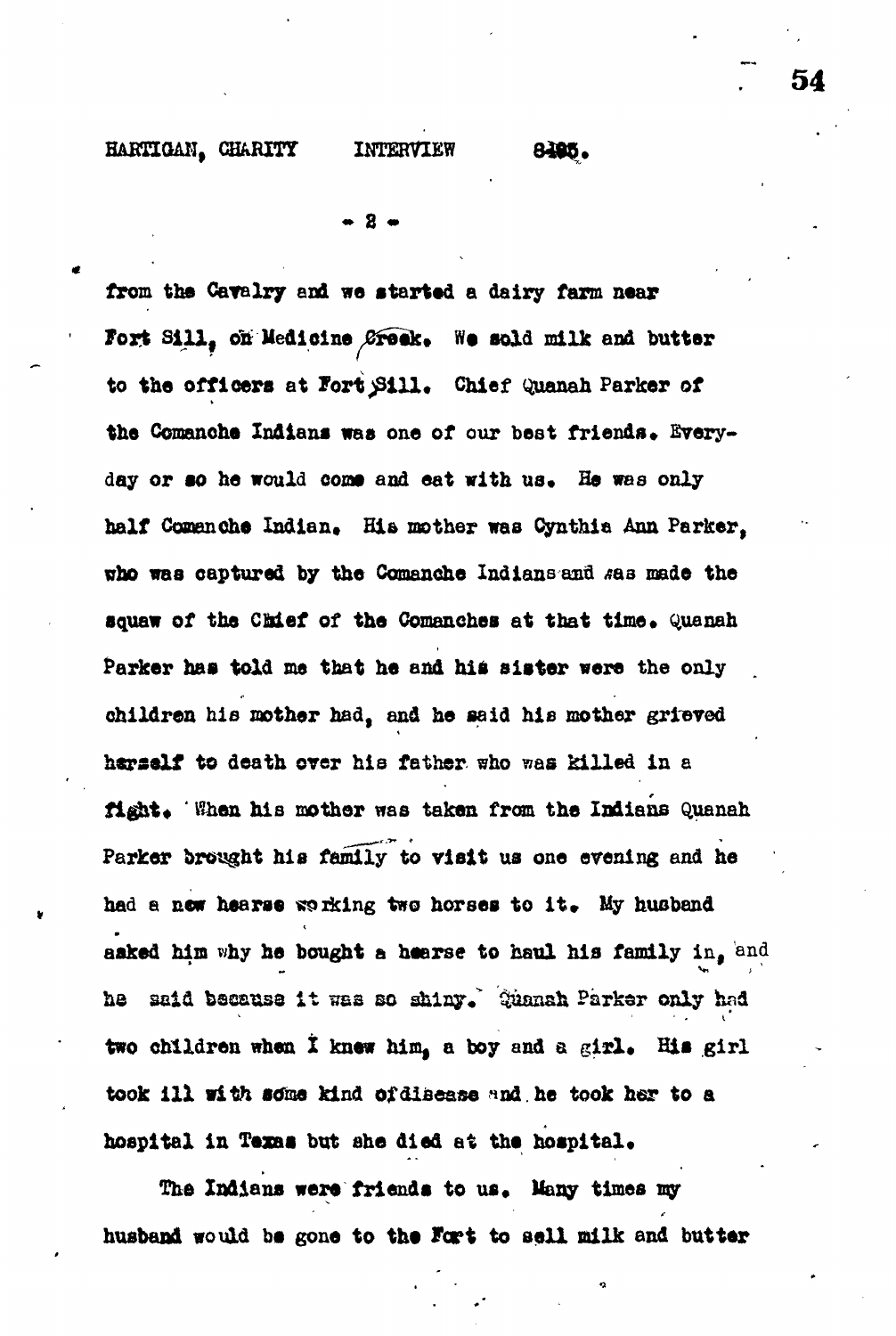HARTIGAN, CHARITY INTERVIEW 8495.

from the Cavalry and we started a dairy farm near Fort Sill, on Medicine Creek. We sold milk and butter to the officers at Fort Sill. Chief Quanah Parker of the Comanche Indians was one of our best friends. Everyday or so he would come and eat with us. He was only half Comanche Indian. His mother was Cynthia Ann Parker, who was captured by the Comanche Indians and was made the squaw of the Chief of the Comanches at that time. Quanah Parker has told me that he and his sister were the only children his mother had, and he said his mother grieved herself to death over his father who was killed in a fight. When his mother was taken from the Indians Quanah Parker brought his family to visit us one evening and he had a new hearse working two horses to it. My husband asked him why he bought a hearse to haul his family in, and he said because it was so shiny. Quanah Parker only had two children when I knew him, a boy and a girl. His girl took ill with some kind of disease and he took her to a hospital in Texas but she died at the hospital.

The Indians were friends to us. Many times my husband would be gone to the Fort to sell milk and butter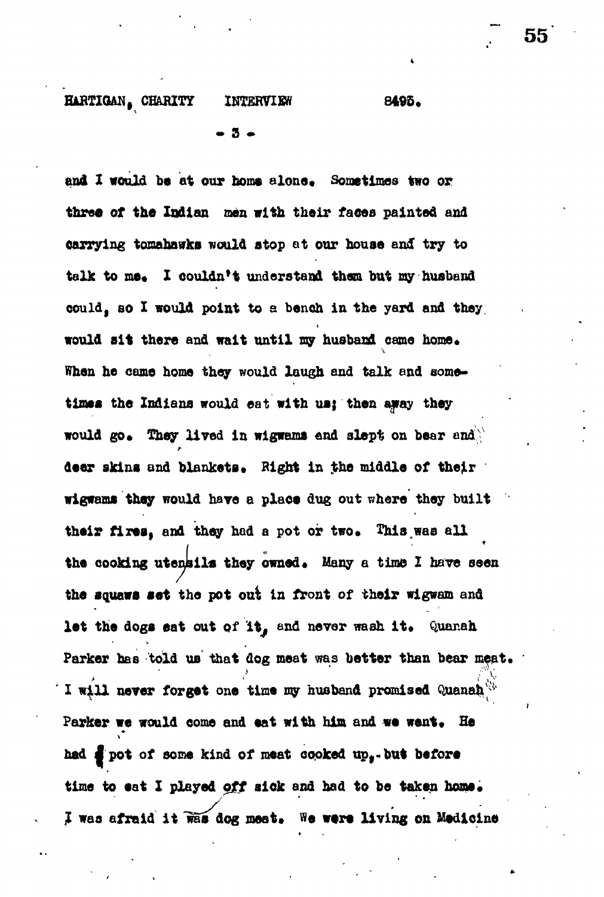and I would be at our home alone. Sometimes two or three of the Indian men with their faces painted and carrying tomahawks would stop at our house and try to talk to me. I couldn't understand them but my husband could, so I would point to a bench in the yard and they would sit there and wait until my husband came home. When he came home they would laugh and talk and sometimes the Indians would eat with us; then away they would go. They lived in wigwams and slept on bear and deer skins and blankets. Right in the middle of their wigwams they would have a place dug out where they built their fires, and they had a pot or two. This was all the cooking utensils they owned. Many a time I have seen the squaws set the pot out in front of their wigwam and let the dogs eat out of it, and never wash it. Quanah Parker has told us that dog meat was better than bear meat. I will never forget one time my husband promised Quanah Parker we would come and eat with him and we went. He had a pot of some kind of meat cooked up, but before time to eat I played off sick and had to be taken home. I was afraid it was dog meat. We were living on Medicine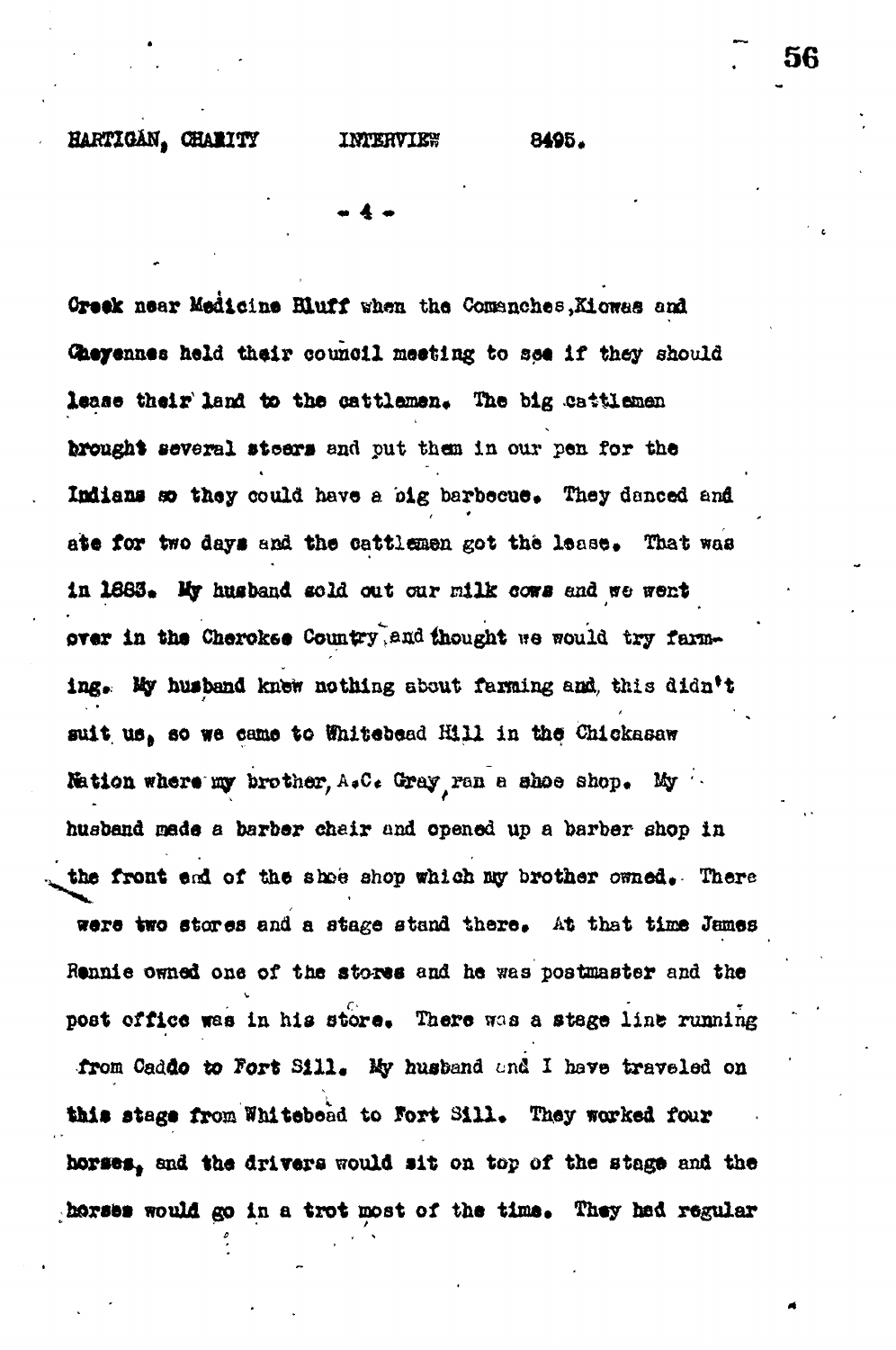Creek near Medicine Bluff when the Comanches, Kiowas and Cheyennes held their council meeting to see if they should lease their land to the cattlemen. The big cattlemen brought several steers and put them in our pen for the Indians so they could have a big barbecue. They danced and ate for two days and the cattlemen got the lease. That was in 1883. My husband sold out our milk cows and we went over in the Cherokee Country and thought we would try farming. My husband knew nothing about farming and this didn't suit us, so we came to Whitebead Hill in the Chickasaw Nation where my brother, A.C. Gray, ran a shoe shop. My husband made a barber chair and opened up a barber shop in the front end of the shoe shop which my brother owned. There were two stores and a stage stand there. At that time James Rennie owned one of the stores and he was postmaster and the post office was in his store. There was a stage line running from Caddo to Fort Sill. My husband and I have traveled on this stage from Whitebead to Fort Sill. They worked four horses, and the drivers would sit on top of the stage and the horses would go in a trot most of the time. They had regular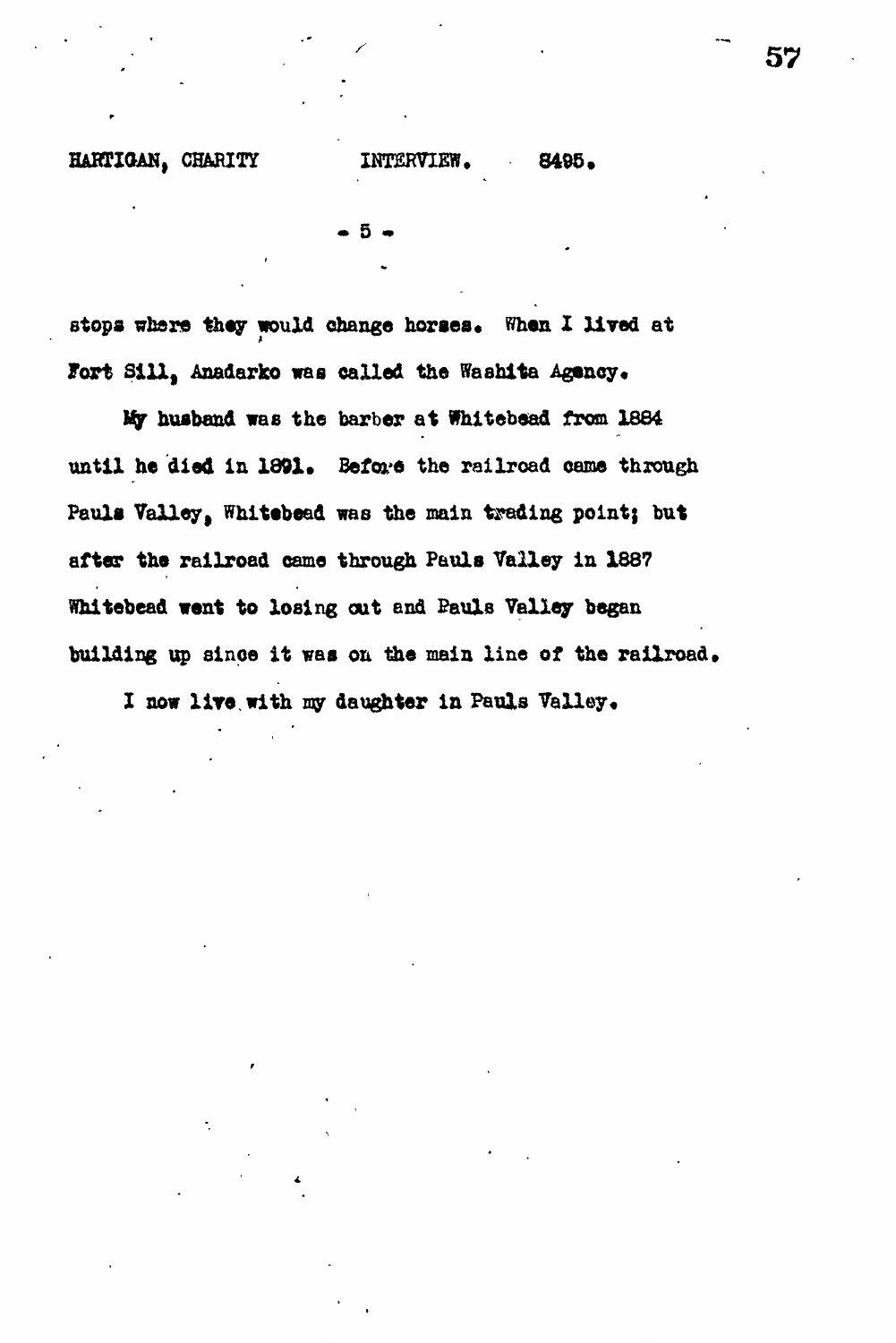stops where they would change horses. When I lived at Fort Sill, Anadarko was called the Washita Agency.

My husband was the barber at Whitebead from 1884 until he died in 1891. Before the railroad came through Pauls Valley, Whitebead was the main trading point; but after the railroad came through Pauls Valley in 1887 Whitebead went to losing out and Pauls Valley began building up since it was on the main line of the railroad.

I now live with my daughter in Pauls Valley.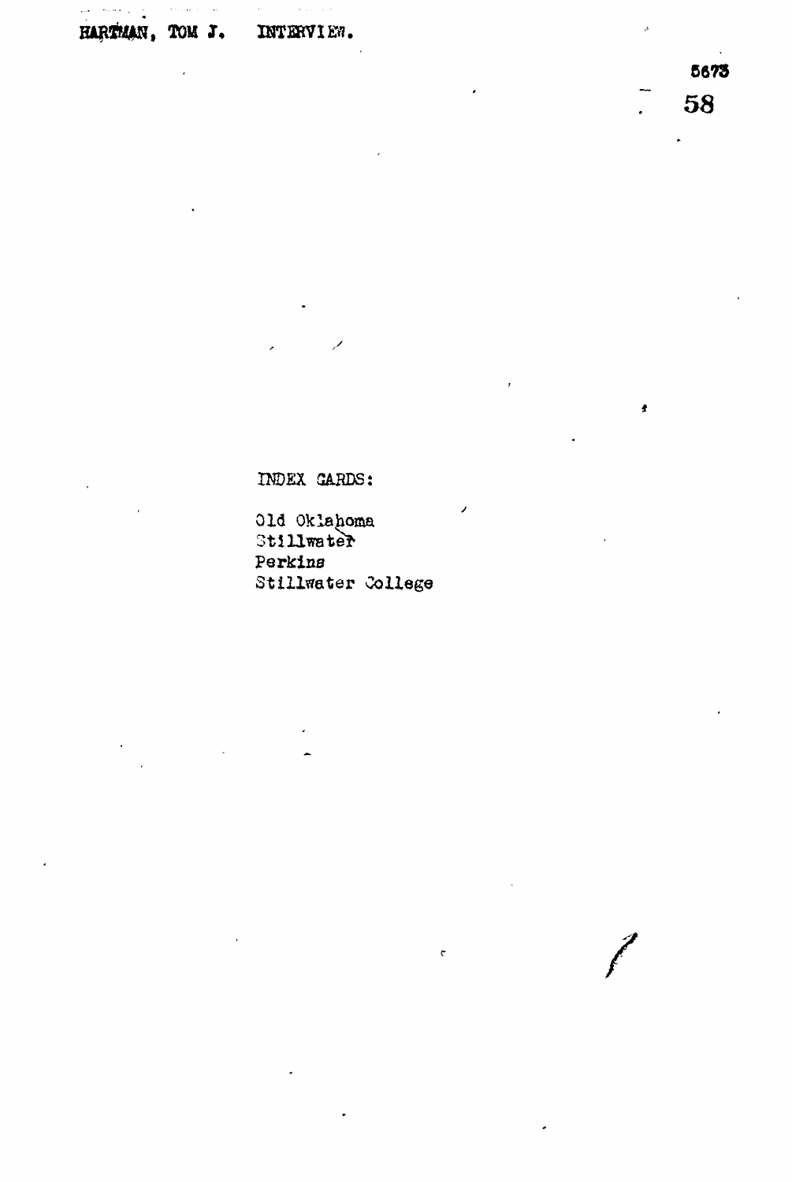INDEX CARDS:

Old Oklahoma
Stillwater
Perkins
Stillwater College